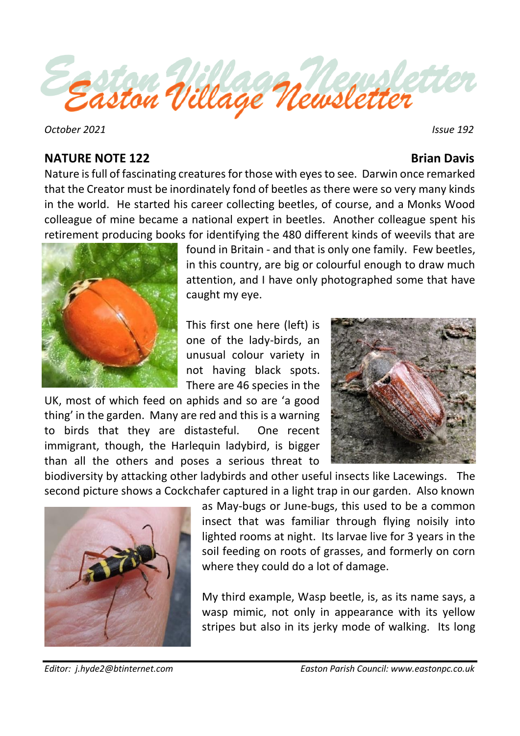# Easton Village Newsletter

*October 2021* *Issue 192*

## NATURE NOTE 122 **Brian Davis**

Nature is full of fascinating creatures for those with eyes to see. Darwin once remarked that the Creator must be inordinately fond of beetles as there were so very many kinds in the world. He started his career collecting beetles, of course, and a Monks Wood colleague of mine became a national expert in beetles. Another colleague spent his retirement producing books for identifying the 480 different kinds of weevils that are found in Britain - and that is only one family. Few beetles, in this country, are big or colourful enough to draw much attention, and I have only photographed some that have caught my eye.

This first one here (left) is one of the lady-birds, an unusual colour variety in not having black spots. There are 46 species in the UK, most of which feed on aphids and so are 'a good thing' in the garden. Many are red and this is a warning to birds that they are distasteful. One recent immigrant, though, the Harlequin ladybird, is bigger than all the others and poses a serious threat to biodiversity by attacking other ladybirds and other useful insects like Lacewings. The second picture shows a Cockchafer captured in a light trap in our garden. Also known as May-bugs or June-bugs, this used to be a common insect that was familiar through flying noisily into lighted rooms at night. Its larvae live for 3 years in the soil feeding on roots of grasses, and formerly on corn where they could do a lot of damage.

My third example, Wasp beetle, is, as its name says, a wasp mimic, not only in appearance with its yellow stripes but also in its jerky mode of walking. Its long

*Editor: j.hyde2@btinternet.com* *Easton Parish Council: www.eastonpc.co.uk*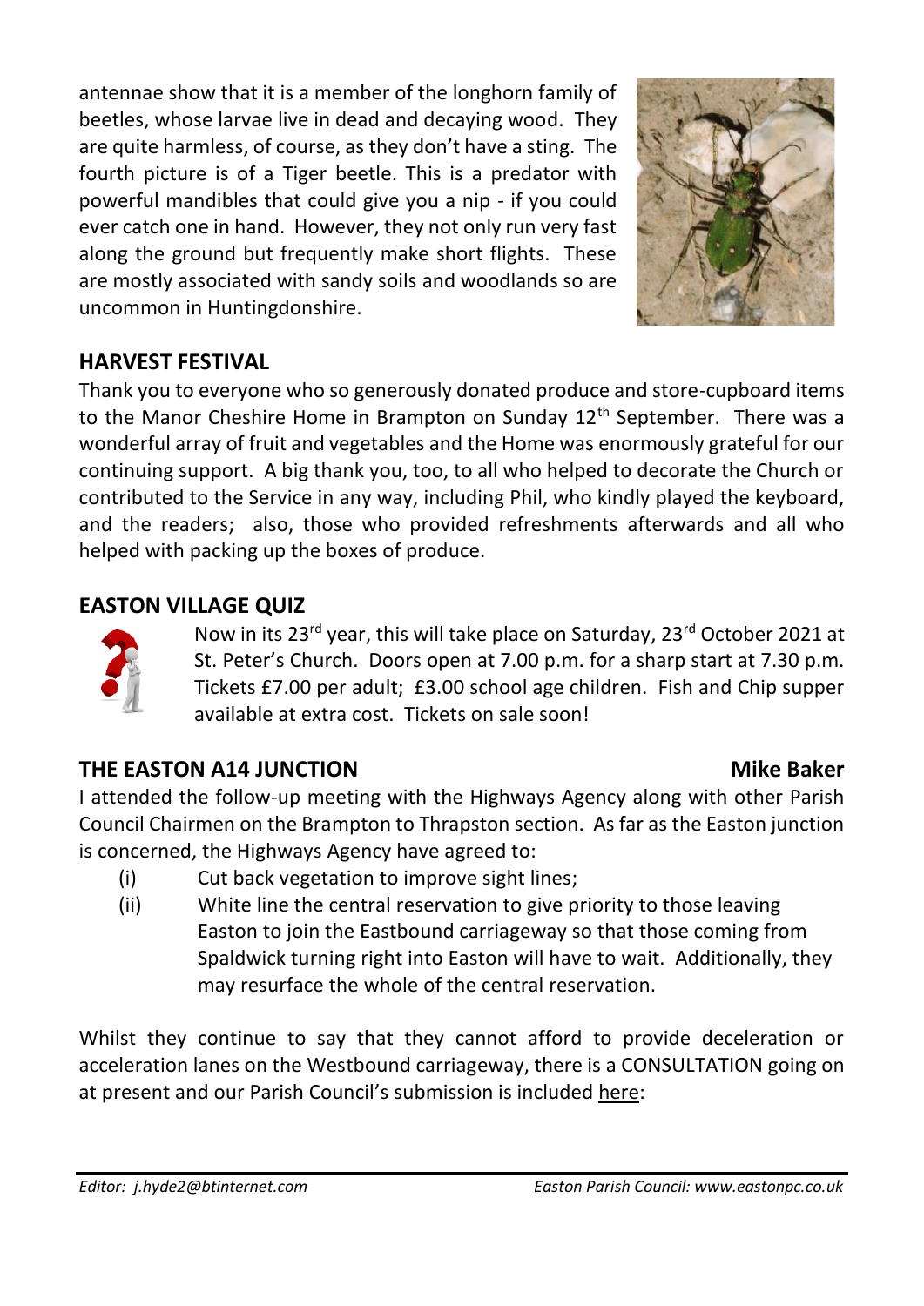antennae show that it is a member of the longhorn family of beetles, whose larvae live in dead and decaying wood. They are quite harmless, of course, as they don't have a sting. The fourth picture is of a Tiger beetle. This is a predator with powerful mandibles that could give you a nip - if you could ever catch one in hand. However, they not only run very fast along the ground but frequently make short flights. These are mostly associated with sandy soils and woodlands so are uncommon in Huntingdonshire.

## HARVEST FESTIVAL

Thank you to everyone who so generously donated produce and store-cupboard items to the Manor Cheshire Home in Brampton on Sunday 12th September. There was a wonderful array of fruit and vegetables and the Home was enormously grateful for our continuing support. A big thank you, too, to all who helped to decorate the Church or contributed to the Service in any way, including Phil, who kindly played the keyboard, and the readers; also, those who provided refreshments afterwards and all who helped with packing up the boxes of produce.

## EASTON VILLAGE QUIZ

Now in its 23rd year, this will take place on Saturday, 23rd October 2021 at St. Peter's Church. Doors open at 7.00 p.m. for a sharp start at 7.30 p.m. Tickets £7.00 per adult; £3.00 school age children. Fish and Chip supper available at extra cost. Tickets on sale soon!

## THE EASTON A14 JUNCTION

**Mike Baker**

I attended the follow-up meeting with the Highways Agency along with other Parish Council Chairmen on the Brampton to Thrapston section. As far as the Easton junction is concerned, the Highways Agency have agreed to:

- (i) Cut back vegetation to improve sight lines;
- (ii) White line the central reservation to give priority to those leaving Easton to join the Eastbound carriageway so that those coming from Spaldwick turning right into Easton will have to wait. Additionally, they may resurface the whole of the central reservation.

Whilst they continue to say that they cannot afford to provide deceleration or acceleration lanes on the Westbound carriageway, there is a CONSULTATION going on at present and our Parish Council's submission is included here: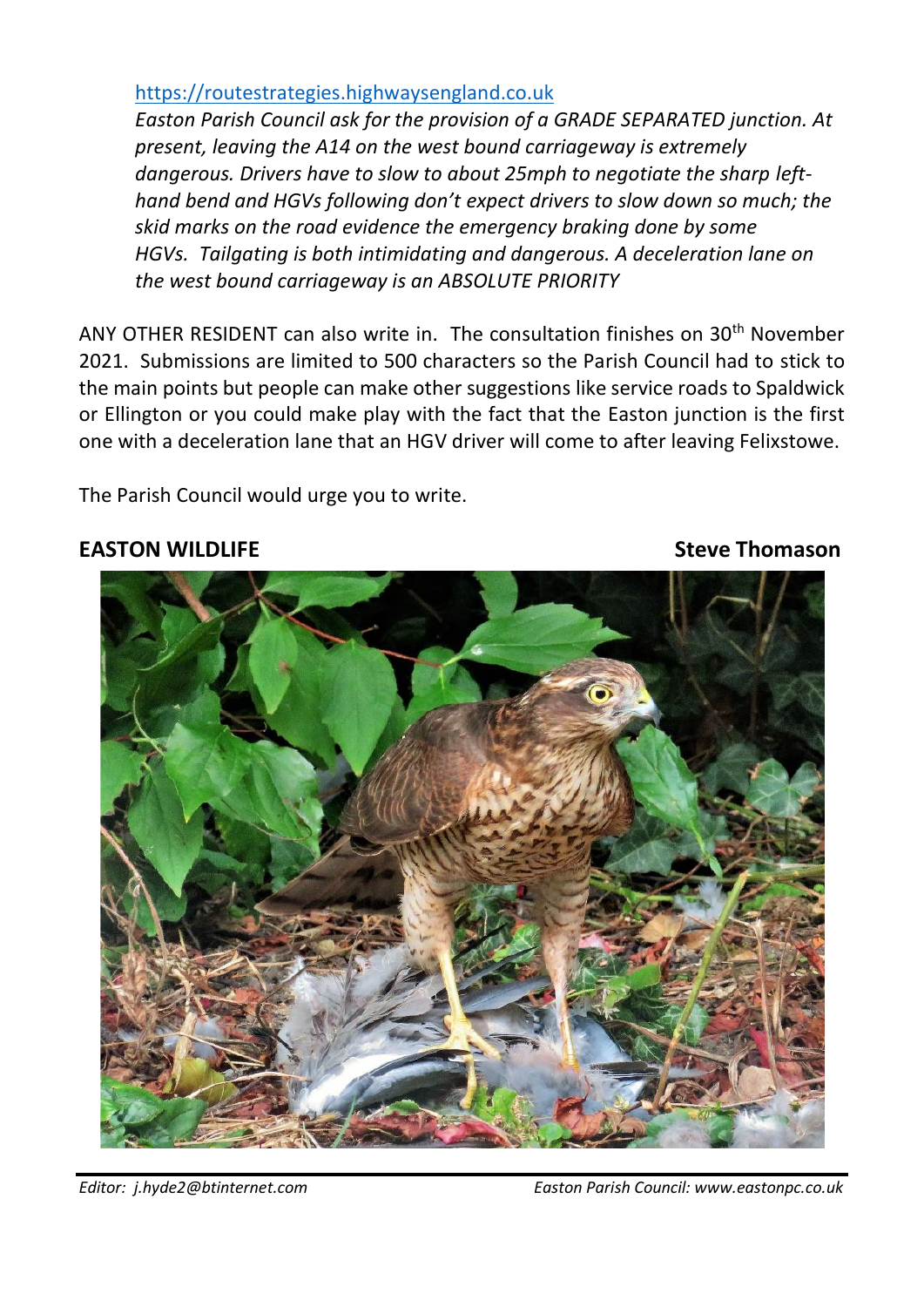https://routestrategies.highwaysengland.co.uk

*Easton Parish Council ask for the provision of a GRADE SEPARATED junction. At present, leaving the A14 on the west bound carriageway is extremely dangerous. Drivers have to slow to about 25mph to negotiate the sharp left-hand bend and HGVs following don't expect drivers to slow down so much; the skid marks on the road evidence the emergency braking done by some HGVs. Tailgating is both intimidating and dangerous. A deceleration lane on the west bound carriageway is an ABSOLUTE PRIORITY*

ANY OTHER RESIDENT can also write in. The consultation finishes on 30th November 2021. Submissions are limited to 500 characters so the Parish Council had to stick to the main points but people can make other suggestions like service roads to Spaldwick or Ellington or you could make play with the fact that the Easton junction is the first one with a deceleration lane that an HGV driver will come to after leaving Felixstowe.

The Parish Council would urge you to write.

## EASTON WILDLIFE

**Steve Thomason**

*Editor: j.hyde2@btinternet.com* *Easton Parish Council: www.eastonpc.co.uk*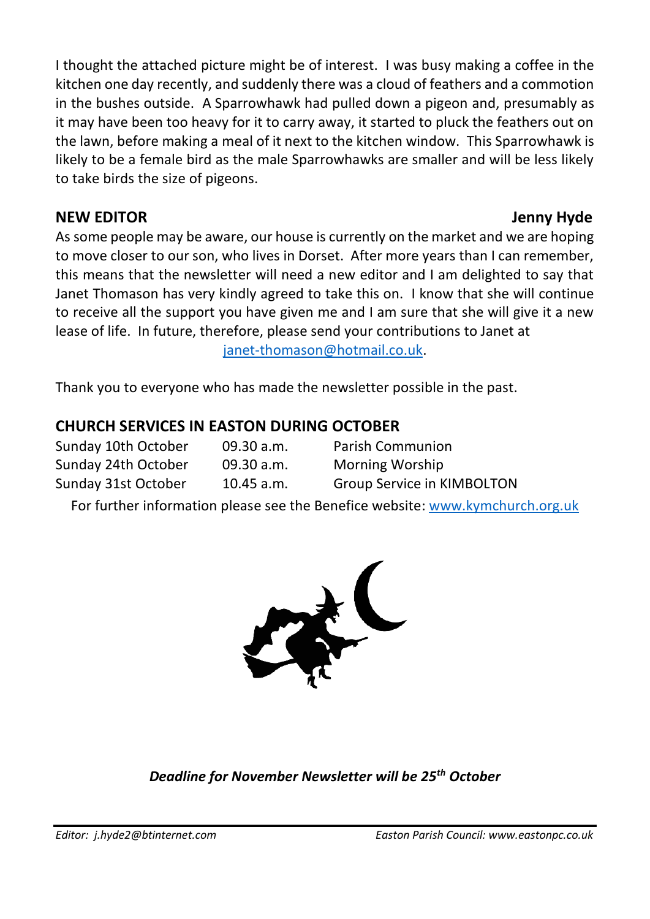I thought the attached picture might be of interest. I was busy making a coffee in the kitchen one day recently, and suddenly there was a cloud of feathers and a commotion in the bushes outside. A Sparrowhawk had pulled down a pigeon and, presumably as it may have been too heavy for it to carry away, it started to pluck the feathers out on the lawn, before making a meal of it next to the kitchen window. This Sparrowhawk is likely to be a female bird as the male Sparrowhawks are smaller and will be less likely to take birds the size of pigeons.

## NEW EDITOR

**Jenny Hyde**

As some people may be aware, our house is currently on the market and we are hoping to move closer to our son, who lives in Dorset. After more years than I can remember, this means that the newsletter will need a new editor and I am delighted to say that Janet Thomason has very kindly agreed to take this on. I know that she will continue to receive all the support you have given me and I am sure that she will give it a new lease of life. In future, therefore, please send your contributions to Janet at janet-thomason@hotmail.co.uk.

Thank you to everyone who has made the newsletter possible in the past.

## CHURCH SERVICES IN EASTON DURING OCTOBER

| | | |
|---|---|---|
| Sunday 10th October | 09.30 a.m. | Parish Communion |
| Sunday 24th October | 09.30 a.m. | Morning Worship |
| Sunday 31st October | 10.45 a.m. | Group Service in KIMBOLTON |

For further information please see the Benefice website: www.kymchurch.org.uk

***Deadline for November Newsletter will be 25th October***

*Editor: j.hyde2@btinternet.com* *Easton Parish Council: www.eastonpc.co.uk*